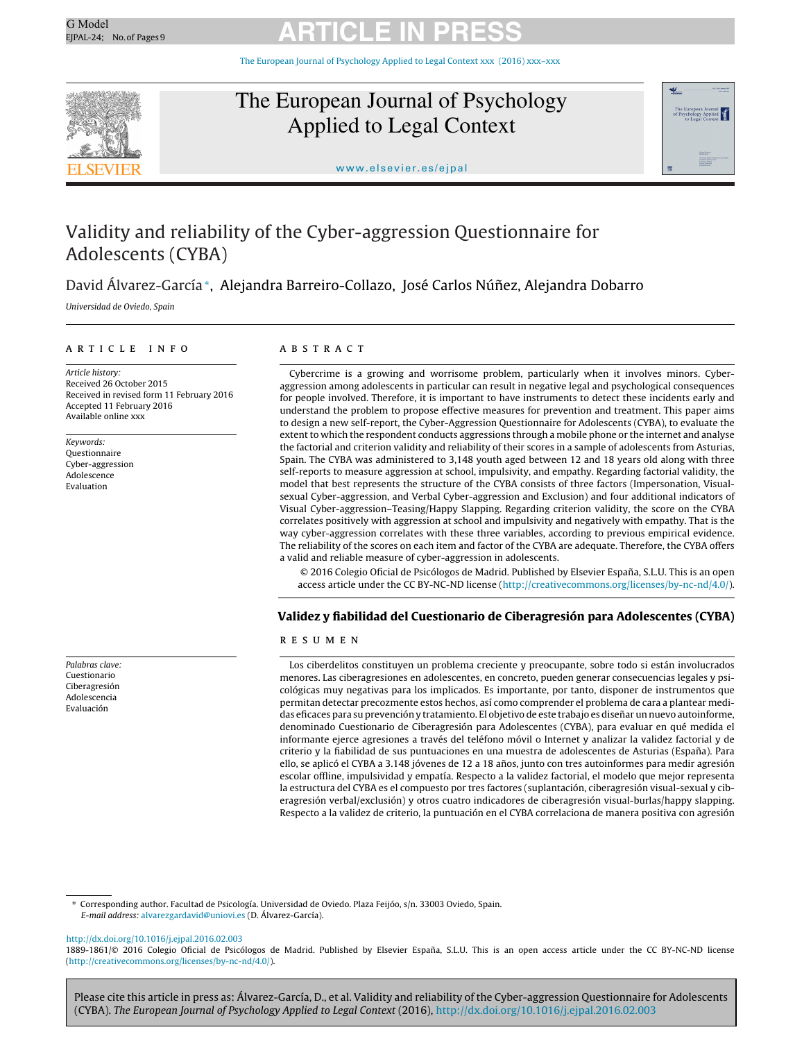# Validity and reliability of the Cyber-aggression Questionnaire for Adolescents (CYBA)

David Álvarez-García*, Alejandra Barreiro-Collazo, José Carlos Núñez, Alejandra Dobarro

*Universidad de Oviedo, Spain*

## ARTICLE INFO

*Article history:*
Received 26 October 2015
Received in revised form 11 February 2016
Accepted 11 February 2016
Available online xxx

*Keywords:*
Questionnaire
Cyber-aggression
Adolescence
Evaluation

## ABSTRACT

Cybercrime is a growing and worrisome problem, particularly when it involves minors. Cyber-aggression among adolescents in particular can result in negative legal and psychological consequences for people involved. Therefore, it is important to have instruments to detect these incidents early and understand the problem to propose effective measures for prevention and treatment. This paper aims to design a new self-report, the Cyber-Aggression Questionnaire for Adolescents (CYBA), to evaluate the extent to which the respondent conducts aggressions through a mobile phone or the internet and analyse the factorial and criterion validity and reliability of their scores in a sample of adolescents from Asturias, Spain. The CYBA was administered to 3,148 youth aged between 12 and 18 years old along with three self-reports to measure aggression at school, impulsivity, and empathy. Regarding factorial validity, the model that best represents the structure of the CYBA consists of three factors (Impersonation, Visual-sexual Cyber-aggression, and Verbal Cyber-aggression and Exclusion) and four additional indicators of Visual Cyber-aggression–Teasing/Happy Slapping. Regarding criterion validity, the score on the CYBA correlates positively with aggression at school and impulsivity and negatively with empathy. That is the way cyber-aggression correlates with these three variables, according to previous empirical evidence. The reliability of the scores on each item and factor of the CYBA are adequate. Therefore, the CYBA offers a valid and reliable measure of cyber-aggression in adolescents.

© 2016 Colegio Oficial de Psicólogos de Madrid. Published by Elsevier España, S.L.U. This is an open access article under the CC BY-NC-ND license (http://creativecommons.org/licenses/by-nc-nd/4.0/).

## Validez y fiabilidad del Cuestionario de Ciberagresión para Adolescentes (CYBA)

*Palabras clave:*
Cuestionario
Ciberagresión
Adolescencia
Evaluación

## RESUMEN

Los ciberdelitos constituyen un problema creciente y preocupante, sobre todo si están involucrados menores. Las ciberagresiones en adolescentes, en concreto, pueden generar consecuencias legales y psicológicas muy negativas para los implicados. Es importante, por tanto, disponer de instrumentos que permitan detectar precozmente estos hechos, así como comprender el problema de cara a plantear medidas eficaces para su prevención y tratamiento. El objetivo de este trabajo es diseñar un nuevo autoinforme, denominado Cuestionario de Ciberagresión para Adolescentes (CYBA), para evaluar en qué medida el informante ejerce agresiones a través del teléfono móvil o Internet y analizar la validez factorial y de criterio y la fiabilidad de sus puntuaciones en una muestra de adolescentes de Asturias (España). Para ello, se aplicó el CYBA a 3.148 jóvenes de 12 a 18 años, junto con tres autoinformes para medir agresión escolar offline, impulsividad y empatía. Respecto a la validez factorial, el modelo que mejor representa la estructura del CYBA es el compuesto por tres factores (suplantación, ciberagresión visual-sexual y ciberagresión verbal/exclusión) y otros cuatro indicadores de ciberagresión visual-burlas/happy slapping. Respecto a la validez de criterio, la puntuación en el CYBA correlaciona de manera positiva con agresión

\* Corresponding author. Facultad de Psicología. Universidad de Oviedo. Plaza Feijóo, s/n. 33003 Oviedo, Spain.
*E-mail address:* alvarezgardavid@uniovi.es (D. Álvarez-García).

http://dx.doi.org/10.1016/j.ejpal.2016.02.003
1889-1861/© 2016 Colegio Oficial de Psicólogos de Madrid. Published by Elsevier España, S.L.U. This is an open access article under the CC BY-NC-ND license (http://creativecommons.org/licenses/by-nc-nd/4.0/).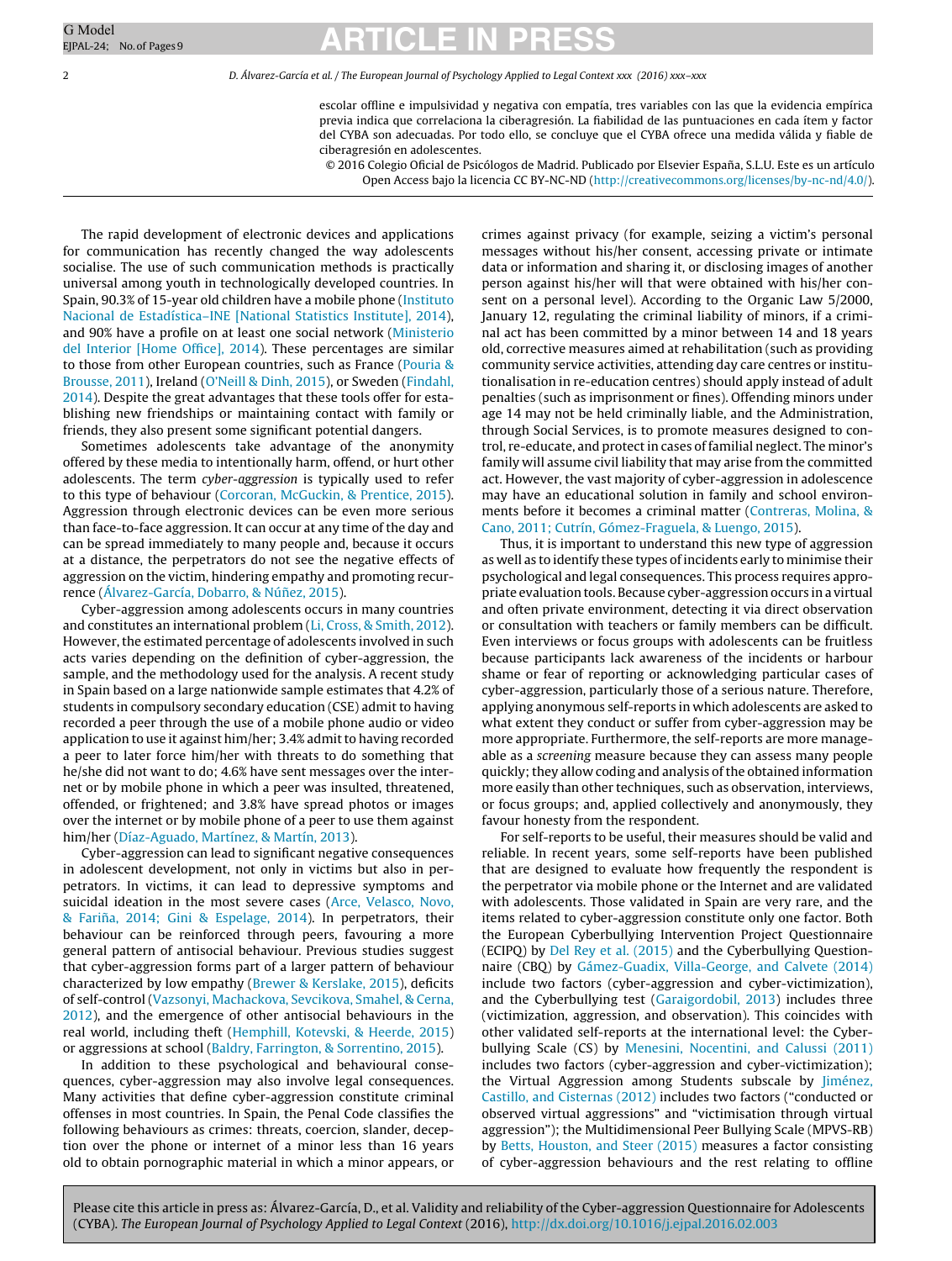escolar offline e impulsividad y negativa con empatía, tres variables con las que la evidencia empírica previa indica que correlaciona la ciberagresión. La fiabilidad de las puntuaciones en cada ítem y factor del CYBA son adecuadas. Por todo ello, se concluye que el CYBA ofrece una medida válida y fiable de ciberagresión en adolescentes.

© 2016 Colegio Oficial de Psicólogos de Madrid. Publicado por Elsevier España, S.L.U. Este es un artículo Open Access bajo la licencia CC BY-NC-ND (http://creativecommons.org/licenses/by-nc-nd/4.0/).

---

The rapid development of electronic devices and applications for communication has recently changed the way adolescents socialise. The use of such communication methods is practically universal among youth in technologically developed countries. In Spain, 90.3% of 15-year old children have a mobile phone (Instituto Nacional de Estadística–INE [National Statistics Institute], 2014), and 90% have a profile on at least one social network (Ministerio del Interior [Home Office], 2014). These percentages are similar to those from other European countries, such as France (Pouria & Brousse, 2011), Ireland (O'Neill & Dinh, 2015), or Sweden (Findahl, 2014). Despite the great advantages that these tools offer for establishing new friendships or maintaining contact with family or friends, they also present some significant potential dangers.

Sometimes adolescents take advantage of the anonymity offered by these media to intentionally harm, offend, or hurt other adolescents. The term *cyber-aggression* is typically used to refer to this type of behaviour (Corcoran, McGuckin, & Prentice, 2015). Aggression through electronic devices can be even more serious than face-to-face aggression. It can occur at any time of the day and can be spread immediately to many people and, because it occurs at a distance, the perpetrators do not see the negative effects of aggression on the victim, hindering empathy and promoting recurrence (Álvarez-García, Dobarro, & Núñez, 2015).

Cyber-aggression among adolescents occurs in many countries and constitutes an international problem (Li, Cross, & Smith, 2012). However, the estimated percentage of adolescents involved in such acts varies depending on the definition of cyber-aggression, the sample, and the methodology used for the analysis. A recent study in Spain based on a large nationwide sample estimates that 4.2% of students in compulsory secondary education (CSE) admit to having recorded a peer through the use of a mobile phone audio or video application to use it against him/her; 3.4% admit to having recorded a peer to later force him/her with threats to do something that he/she did not want to do; 4.6% have sent messages over the internet or by mobile phone in which a peer was insulted, threatened, offended, or frightened; and 3.8% have spread photos or images over the internet or by mobile phone of a peer to use them against him/her (Díaz-Aguado, Martínez, & Martín, 2013).

Cyber-aggression can lead to significant negative consequences in adolescent development, not only in victims but also in perpetrators. In victims, it can lead to depressive symptoms and suicidal ideation in the most severe cases (Arce, Velasco, Novo, & Fariña, 2014; Gini & Espelage, 2014). In perpetrators, their behaviour can be reinforced through peers, favouring a more general pattern of antisocial behaviour. Previous studies suggest that cyber-aggression forms part of a larger pattern of behaviour characterized by low empathy (Brewer & Kerslake, 2015), deficits of self-control (Vazsonyi, Machackova, Sevcikova, Smahel, & Cerna, 2012), and the emergence of other antisocial behaviours in the real world, including theft (Hemphill, Kotevski, & Heerde, 2015) or aggressions at school (Baldry, Farrington, & Sorrentino, 2015).

In addition to these psychological and behavioural consequences, cyber-aggression may also involve legal consequences. Many activities that define cyber-aggression constitute criminal offenses in most countries. In Spain, the Penal Code classifies the following behaviours as crimes: threats, coercion, slander, deception over the phone or internet of a minor less than 16 years old to obtain pornographic material in which a minor appears, or crimes against privacy (for example, seizing a victim's personal messages without his/her consent, accessing private or intimate data or information and sharing it, or disclosing images of another person against his/her will that were obtained with his/her consent on a personal level). According to the Organic Law 5/2000, January 12, regulating the criminal liability of minors, if a criminal act has been committed by a minor between 14 and 18 years old, corrective measures aimed at rehabilitation (such as providing community service activities, attending day care centres or institutionalisation in re-education centres) should apply instead of adult penalties (such as imprisonment or fines). Offending minors under age 14 may not be held criminally liable, and the Administration, through Social Services, is to promote measures designed to control, re-educate, and protect in cases of familial neglect. The minor's family will assume civil liability that may arise from the committed act. However, the vast majority of cyber-aggression in adolescence may have an educational solution in family and school environments before it becomes a criminal matter (Contreras, Molina, & Cano, 2011; Cutrín, Gómez-Fraguela, & Luengo, 2015).

Thus, it is important to understand this new type of aggression as well as to identify these types of incidents early to minimise their psychological and legal consequences. This process requires appropriate evaluation tools. Because cyber-aggression occurs in a virtual and often private environment, detecting it via direct observation or consultation with teachers or family members can be difficult. Even interviews or focus groups with adolescents can be fruitless because participants lack awareness of the incidents or harbour shame or fear of reporting or acknowledging particular cases of cyber-aggression, particularly those of a serious nature. Therefore, applying anonymous self-reports in which adolescents are asked to what extent they conduct or suffer from cyber-aggression may be more appropriate. Furthermore, the self-reports are more manageable as a *screening* measure because they can assess many people quickly; they allow coding and analysis of the obtained information more easily than other techniques, such as observation, interviews, or focus groups; and, applied collectively and anonymously, they favour honesty from the respondent.

For self-reports to be useful, their measures should be valid and reliable. In recent years, some self-reports have been published that are designed to evaluate how frequently the respondent is the perpetrator via mobile phone or the Internet and are validated with adolescents. Those validated in Spain are very rare, and the items related to cyber-aggression constitute only one factor. Both the European Cyberbullying Intervention Project Questionnaire (ECIPQ) by Del Rey et al. (2015) and the Cyberbullying Questionnaire (CBQ) by Gámez-Guadix, Villa-George, and Calvete (2014) include two factors (cyber-aggression and cyber-victimization), and the Cyberbullying test (Garaigordobil, 2013) includes three (victimization, aggression, and observation). This coincides with other validated self-reports at the international level: the Cyberbullying Scale (CS) by Menesini, Nocentini, and Calussi (2011) includes two factors (cyber-aggression and cyber-victimization); the Virtual Aggression among Students subscale by Jiménez, Castillo, and Cisternas (2012) includes two factors ("conducted or observed virtual aggressions" and "victimisation through virtual aggression"); the Multidimensional Peer Bullying Scale (MPVS-RB) by Betts, Houston, and Steer (2015) measures a factor consisting of cyber-aggression behaviours and the rest relating to offline

Please cite this article in press as: Álvarez-García, D., et al. Validity and reliability of the Cyber-aggression Questionnaire for Adolescents (CYBA). *The European Journal of Psychology Applied to Legal Context* (2016), http://dx.doi.org/10.1016/j.ejpal.2016.02.003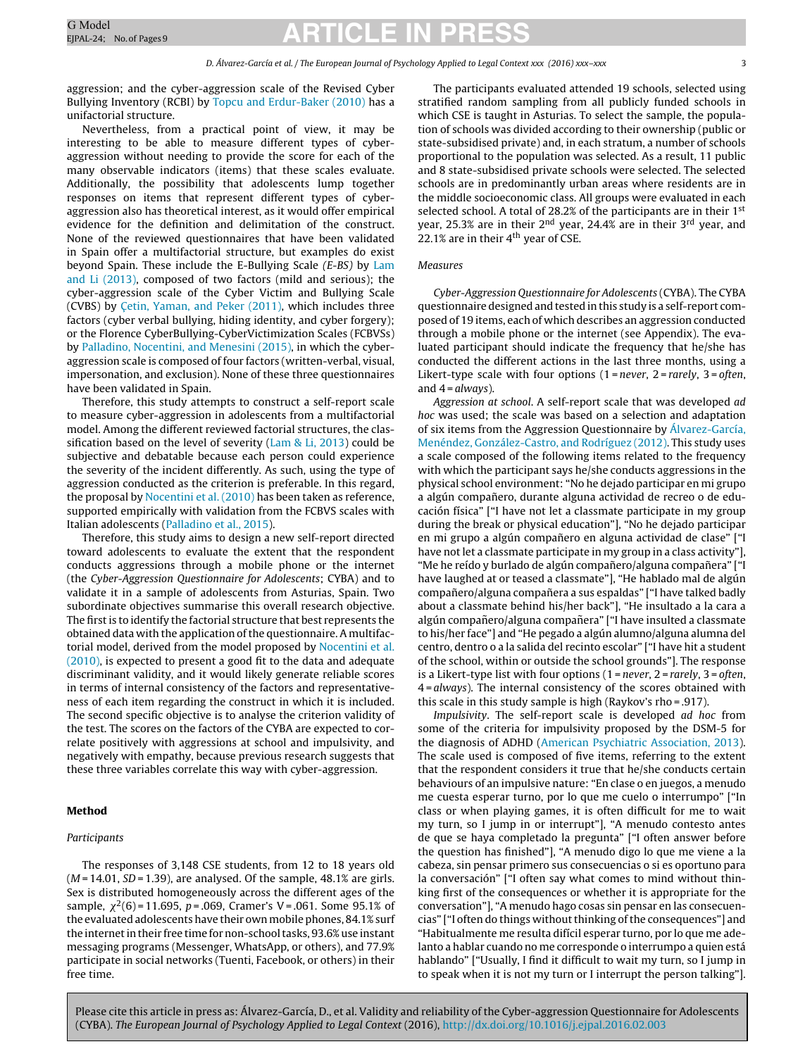aggression; and the cyber-aggression scale of the Revised Cyber Bullying Inventory (RCBI) by Topcu and Erdur-Baker (2010) has a unifactorial structure.

Nevertheless, from a practical point of view, it may be interesting to be able to measure different types of cyber-aggression without needing to provide the score for each of the many observable indicators (items) that these scales evaluate. Additionally, the possibility that adolescents lump together responses on items that represent different types of cyber-aggression also has theoretical interest, as it would offer empirical evidence for the definition and delimitation of the construct. None of the reviewed questionnaires that have been validated in Spain offer a multifactorial structure, but examples do exist beyond Spain. These include the E-Bullying Scale *(E-BS)* by Lam and Li (2013), composed of two factors (mild and serious); the cyber-aggression scale of the Cyber Victim and Bullying Scale (CVBS) by Çetin, Yaman, and Peker (2011), which includes three factors (cyber verbal bullying, hiding identity, and cyber forgery); or the Florence CyberBullying-CyberVictimization Scales (FCBVSs) by Palladino, Nocentini, and Menesini (2015), in which the cyber-aggression scale is composed of four factors (written-verbal, visual, impersonation, and exclusion). None of these three questionnaires have been validated in Spain.

Therefore, this study attempts to construct a self-report scale to measure cyber-aggression in adolescents from a multifactorial model. Among the different reviewed factorial structures, the classification based on the level of severity (Lam & Li, 2013) could be subjective and debatable because each person could experience the severity of the incident differently. As such, using the type of aggression conducted as the criterion is preferable. In this regard, the proposal by Nocentini et al. (2010) has been taken as reference, supported empirically with validation from the FCBVS scales with Italian adolescents (Palladino et al., 2015).

Therefore, this study aims to design a new self-report directed toward adolescents to evaluate the extent that the respondent conducts aggressions through a mobile phone or the internet (the *Cyber-Aggression Questionnaire for Adolescents*; CYBA) and to validate it in a sample of adolescents from Asturias, Spain. Two subordinate objectives summarise this overall research objective. The first is to identify the factorial structure that best represents the obtained data with the application of the questionnaire. A multifactorial model, derived from the model proposed by Nocentini et al. (2010), is expected to present a good fit to the data and adequate discriminant validity, and it would likely generate reliable scores in terms of internal consistency of the factors and representativeness of each item regarding the construct in which it is included. The second specific objective is to analyse the criterion validity of the test. The scores on the factors of the CYBA are expected to correlate positively with aggressions at school and impulsivity, and negatively with empathy, because previous research suggests that these three variables correlate this way with cyber-aggression.

## Method

### *Participants*

The responses of 3,148 CSE students, from 12 to 18 years old ($M$ = 14.01, $SD$ = 1.39), are analysed. Of the sample, 48.1% are girls. Sex is distributed homogeneously across the different ages of the sample, $\chi^2(6)$ = 11.695, $p$ = .069, Cramer's V = .061. Some 95.1% of the evaluated adolescents have their own mobile phones, 84.1% surf the internet in their free time for non-school tasks, 93.6% use instant messaging programs (Messenger, WhatsApp, or others), and 77.9% participate in social networks (Tuenti, Facebook, or others) in their free time.

The participants evaluated attended 19 schools, selected using stratified random sampling from all publicly funded schools in which CSE is taught in Asturias. To select the sample, the population of schools was divided according to their ownership (public or state-subsidised private) and, in each stratum, a number of schools proportional to the population was selected. As a result, 11 public and 8 state-subsidised private schools were selected. The selected schools are in predominantly urban areas where residents are in the middle socioeconomic class. All groups were evaluated in each selected school. A total of 28.2% of the participants are in their 1st year, 25.3% are in their 2nd year, 24.4% are in their 3rd year, and 22.1% are in their 4th year of CSE.

### *Measures*

*Cyber-Aggression Questionnaire for Adolescents* (CYBA). The CYBA questionnaire designed and tested in this study is a self-report composed of 19 items, each of which describes an aggression conducted through a mobile phone or the internet (see Appendix). The evaluated participant should indicate the frequency that he/she has conducted the different actions in the last three months, using a Likert-type scale with four options (1 = *never*, 2 = *rarely*, 3 = *often*, and 4 = *always*).

*Aggression at school*. A self-report scale that was developed *ad hoc* was used; the scale was based on a selection and adaptation of six items from the Aggression Questionnaire by Álvarez-García, Menéndez, González-Castro, and Rodríguez (2012). This study uses a scale composed of the following items related to the frequency with which the participant says he/she conducts aggressions in the physical school environment: "No he dejado participar en mi grupo a algún compañero, durante alguna actividad de recreo o de educación física" ["I have not let a classmate participate in my group during the break or physical education"], "No he dejado participar en mi grupo a algún compañero en alguna actividad de clase" ["I have not let a classmate participate in my group in a class activity"], "Me he reído y burlado de algún compañero/alguna compañera" ["I have laughed at or teased a classmate"], "He hablado mal de algún compañero/alguna compañera a sus espaldas" ["I have talked badly about a classmate behind his/her back"], "He insultado a la cara a algún compañero/alguna compañera" ["I have insulted a classmate to his/her face"] and "He pegado a algún alumno/alguna alumna del centro, dentro o a la salida del recinto escolar" ["I have hit a student of the school, within or outside the school grounds"]. The response is a Likert-type list with four options (1 = *never*, 2 = *rarely*, 3 = *often*, 4 = *always*). The internal consistency of the scores obtained with this scale in this study sample is high (Raykov's rho = .917).

*Impulsivity*. The self-report scale is developed *ad hoc* from some of the criteria for impulsivity proposed by the DSM-5 for the diagnosis of ADHD (American Psychiatric Association, 2013). The scale used is composed of five items, referring to the extent that the respondent considers it true that he/she conducts certain behaviours of an impulsive nature: "En clase o en juegos, a menudo me cuesta esperar turno, por lo que me cuelo o interrumpo" ["In class or when playing games, it is often difficult for me to wait my turn, so I jump in or interrupt"], "A menudo contesto antes de que se haya completado la pregunta" ["I often answer before the question has finished"], "A menudo digo lo que me viene a la cabeza, sin pensar primero sus consecuencias o si es oportuno para la conversación" ["I often say what comes to mind without thinking first of the consequences or whether it is appropriate for the conversation"], "A menudo hago cosas sin pensar en las consecuencias" ["I often do things without thinking of the consequences"] and "Habitualmente me resulta difícil esperar turno, por lo que me adelanto a hablar cuando no me corresponde o interrumpo a quien está hablando" ["Usually, I find it difficult to wait my turn, so I jump in to speak when it is not my turn or I interrupt the person talking"].

Please cite this article in press as: Álvarez-García, D., et al. Validity and reliability of the Cyber-aggression Questionnaire for Adolescents (CYBA). *The European Journal of Psychology Applied to Legal Context* (2016), http://dx.doi.org/10.1016/j.ejpal.2016.02.003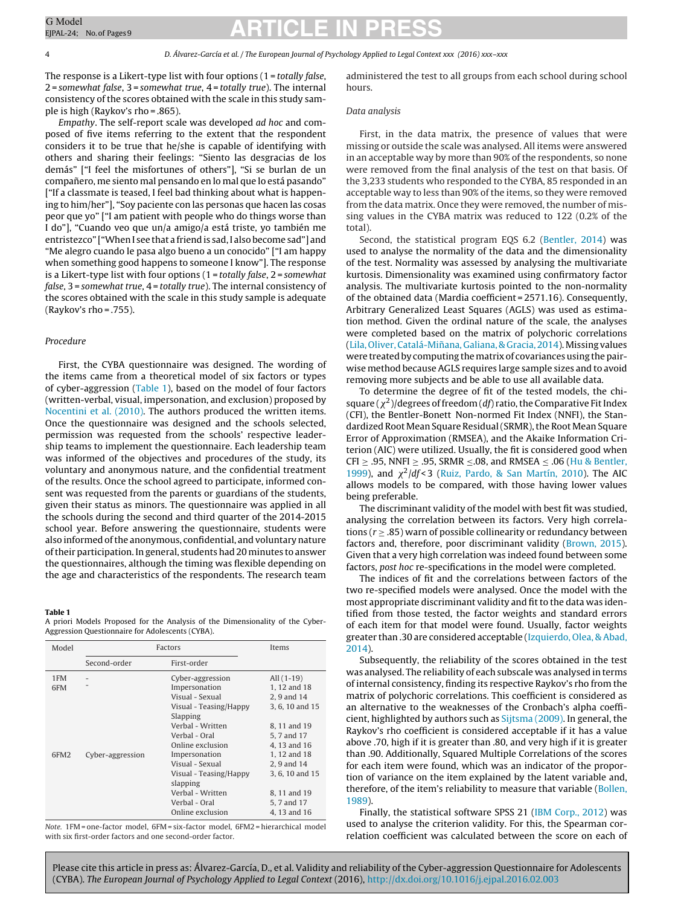The response is a Likert-type list with four options (1 = *totally false*, 2 = *somewhat false*, 3 = *somewhat true*, 4 = *totally true*). The internal consistency of the scores obtained with the scale in this study sample is high (Raykov's rho = .865).

*Empathy*. The self-report scale was developed *ad hoc* and composed of five items referring to the extent that the respondent considers it to be true that he/she is capable of identifying with others and sharing their feelings: "Siento las desgracias de los demás" ["I feel the misfortunes of others"], "Si se burlan de un compañero, me siento mal pensando en lo mal que lo está pasando" ["If a classmate is teased, I feel bad thinking about what is happening to him/her"], "Soy paciente con las personas que hacen las cosas peor que yo" ["I am patient with people who do things worse than I do"], "Cuando veo que un/a amigo/a está triste, yo también me entristezco" ["When I see that a friend is sad, I also become sad"] and "Me alegro cuando le pasa algo bueno a un conocido" ["I am happy when something good happens to someone I know"]. The response is a Likert-type list with four options (1 = *totally false*, 2 = *somewhat false*, 3 = *somewhat true*, 4 = *totally true*). The internal consistency of the scores obtained with the scale in this study sample is adequate (Raykov's rho = .755).

### Procedure

First, the CYBA questionnaire was designed. The wording of the items came from a theoretical model of six factors or types of cyber-aggression (Table 1), based on the model of four factors (written-verbal, visual, impersonation, and exclusion) proposed by Nocentini et al. (2010). The authors produced the written items. Once the questionnaire was designed and the schools selected, permission was requested from the schools' respective leadership teams to implement the questionnaire. Each leadership team was informed of the objectives and procedures of the study, its voluntary and anonymous nature, and the confidential treatment of the results. Once the school agreed to participate, informed consent was requested from the parents or guardians of the students, given their status as minors. The questionnaire was applied in all the schools during the second and third quarter of the 2014-2015 school year. Before answering the questionnaire, students were also informed of the anonymous, confidential, and voluntary nature of their participation. In general, students had 20 minutes to answer the questionnaires, although the timing was flexible depending on the age and characteristics of the respondents. The research team administered the test to all groups from each school during school hours.

**Table 1**
A priori Models Proposed for the Analysis of the Dimensionality of the Cyber-Aggression Questionnaire for Adolescents (CYBA).

| Model | Factors | | Items |
|---|---|---|---|
| | Second-order | First-order | |
| 1FM | - | Cyber-aggression | All (1-19) |
| 6FM | - | Impersonation | 1, 12 and 18 |
| | | Visual - Sexual | 2, 9 and 14 |
| | | Visual - Teasing/Happy Slapping | 3, 6, 10 and 15 |
| | | Verbal - Written | 8, 11 and 19 |
| | | Verbal - Oral | 5, 7 and 17 |
| | | Online exclusion | 4, 13 and 16 |
| 6FM2 | Cyber-aggression | Impersonation | 1, 12 and 18 |
| | | Visual - Sexual | 2, 9 and 14 |
| | | Visual - Teasing/Happy slapping | 3, 6, 10 and 15 |
| | | Verbal - Written | 8, 11 and 19 |
| | | Verbal - Oral | 5, 7 and 17 |
| | | Online exclusion | 4, 13 and 16 |

*Note.* 1FM = one-factor model, 6FM = six-factor model, 6FM2 = hierarchical model with six first-order factors and one second-order factor.

### Data analysis

First, in the data matrix, the presence of values that were missing or outside the scale was analysed. All items were answered in an acceptable way by more than 90% of the respondents, so none were removed from the final analysis of the test on that basis. Of the 3,233 students who responded to the CYBA, 85 responded in an acceptable way to less than 90% of the items, so they were removed from the data matrix. Once they were removed, the number of missing values in the CYBA matrix was reduced to 122 (0.2% of the total).

Second, the statistical program EQS 6.2 (Bentler, 2014) was used to analyse the normality of the data and the dimensionality of the test. Normality was assessed by analysing the multivariate kurtosis. Dimensionality was examined using confirmatory factor analysis. The multivariate kurtosis pointed to the non-normality of the obtained data (Mardia coefficient = 2571.16). Consequently, Arbitrary Generalized Least Squares (AGLS) was used as estimation method. Given the ordinal nature of the scale, the analyses were completed based on the matrix of polychoric correlations (Lila, Oliver, Catalá-Miñana, Galiana, & Gracia, 2014). Missing values were treated by computing the matrix of covariances using the pairwise method because AGLS requires large sample sizes and to avoid removing more subjects and be able to use all available data.

To determine the degree of fit of the tested models, the chi-square ($\chi^2$)/degrees of freedom (*df*) ratio, the Comparative Fit Index (CFI), the Bentler-Bonett Non-normed Fit Index (NNFI), the Standardized Root Mean Square Residual (SRMR), the Root Mean Square Error of Approximation (RMSEA), and the Akaike Information Criterion (AIC) were utilized. Usually, the fit is considered good when CFI $\geq$ .95, NNFI $\geq$ .95, SRMR $\leq$.08, and RMSEA $\leq$ .06 (Hu & Bentler, 1999), and $\chi^2/df < 3$ (Ruiz, Pardo, & San Martín, 2010). The AIC allows models to be compared, with those having lower values being preferable.

The discriminant validity of the model with best fit was studied, analysing the correlation between its factors. Very high correlations ($r \geq .85$) warn of possible collinearity or redundancy between factors and, therefore, poor discriminant validity (Brown, 2015). Given that a very high correlation was indeed found between some factors, *post hoc* re-specifications in the model were completed.

The indices of fit and the correlations between factors of the two re-specified models were analysed. Once the model with the most appropriate discriminant validity and fit to the data was identified from those tested, the factor weights and standard errors of each item for that model were found. Usually, factor weights greater than .30 are considered acceptable (Izquierdo, Olea, & Abad, 2014).

Subsequently, the reliability of the scores obtained in the test was analysed. The reliability of each subscale was analysed in terms of internal consistency, finding its respective Raykov's rho from the matrix of polychoric correlations. This coefficient is considered as an alternative to the weaknesses of the Cronbach's alpha coefficient, highlighted by authors such as Sijtsma (2009). In general, the Raykov's rho coefficient is considered acceptable if it has a value above .70, high if it is greater than .80, and very high if it is greater than .90. Additionally, Squared Multiple Correlations of the scores for each item were found, which was an indicator of the proportion of variance on the item explained by the latent variable and, therefore, of the item's reliability to measure that variable (Bollen, 1989).

Finally, the statistical software SPSS 21 (IBM Corp., 2012) was used to analyse the criterion validity. For this, the Spearman correlation coefficient was calculated between the score on each of

Please cite this article in press as: Álvarez-García, D., et al. Validity and reliability of the Cyber-aggression Questionnaire for Adolescents (CYBA). *The European Journal of Psychology Applied to Legal Context* (2016), http://dx.doi.org/10.1016/j.ejpal.2016.02.003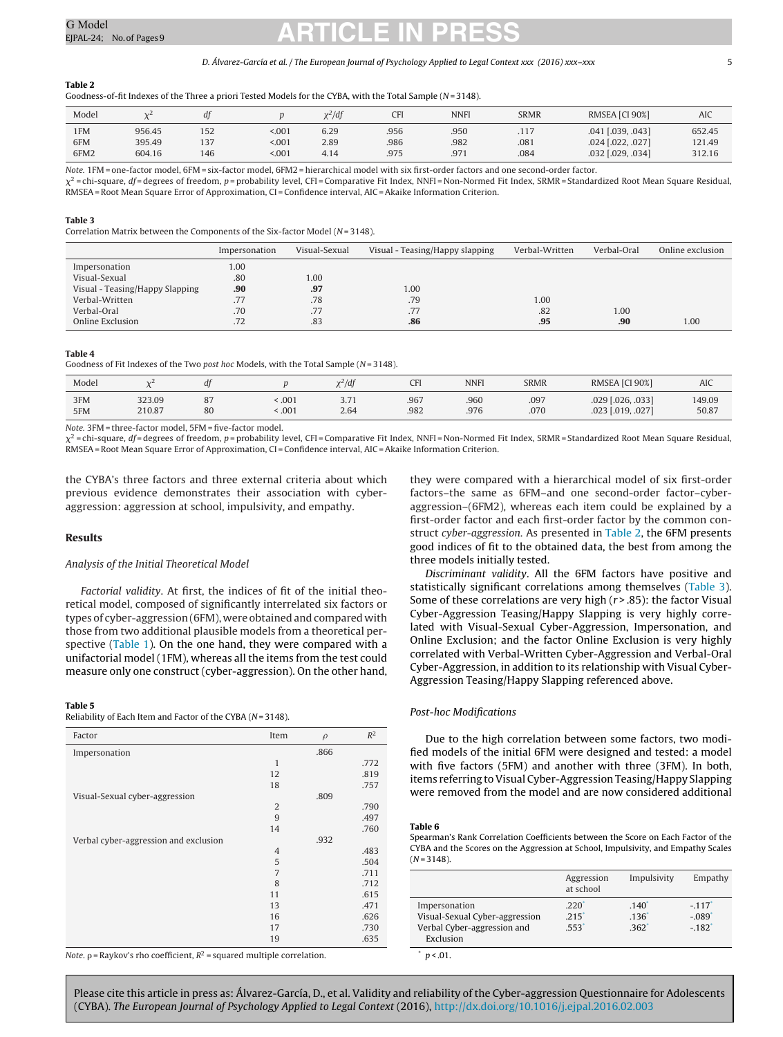**Table 2**
Goodness-of-fit Indexes of the Three a priori Tested Models for the CYBA, with the Total Sample (N = 3148).

| Model | $\chi^2$ | *df* | *p* | $\chi^2/df$ | CFI | NNFI | SRMR | RMSEA [CI 90%] | AIC |
|---|---|---|---|---|---|---|---|---|---|
| 1FM | 956.45 | 152 | <.001 | 6.29 | .956 | .950 | .117 | .041 [.039, .043] | 652.45 |
| 6FM | 395.49 | 137 | <.001 | 2.89 | .986 | .982 | .081 | .024 [.022, .027] | 121.49 |
| 6FM2 | 604.16 | 146 | <.001 | 4.14 | .975 | .971 | .084 | .032 [.029, .034] | 312.16 |

*Note.* 1FM = one-factor model, 6FM = six-factor model, 6FM2 = hierarchical model with six first-order factors and one second-order factor.
$\chi^2$ = chi-square, *df* = degrees of freedom, *p* = probability level, CFI = Comparative Fit Index, NNFI = Non-Normed Fit Index, SRMR = Standardized Root Mean Square Residual, RMSEA = Root Mean Square Error of Approximation, CI = Confidence interval, AIC = Akaike Information Criterion.

**Table 3**
Correlation Matrix between the Components of the Six-factor Model (N = 3148).

| | Impersonation | Visual-Sexual | Visual - Teasing/Happy slapping | Verbal-Written | Verbal-Oral | Online exclusion |
|---|---|---|---|---|---|---|
| Impersonation | 1.00 | | | | | |
| Visual-Sexual | .80 | 1.00 | | | | |
| Visual - Teasing/Happy Slapping | **.90** | **.97** | 1.00 | | | |
| Verbal-Written | .77 | .78 | .79 | 1.00 | | |
| Verbal-Oral | .70 | .77 | .77 | .82 | 1.00 | |
| Online Exclusion | .72 | .83 | **.86** | **.95** | **.90** | 1.00 |

**Table 4**
Goodness of Fit Indexes of the Two *post hoc* Models, with the Total Sample (N = 3148).

| Model | $\chi^2$ | *df* | *p* | $\chi^2/df$ | CFI | NNFI | SRMR | RMSEA [CI 90%] | AIC |
|---|---|---|---|---|---|---|---|---|---|
| 3FM | 323.09 | 87 | < .001 | 3.71 | .967 | .960 | .097 | .029 [.026, .033] | 149.09 |
| 5FM | 210.87 | 80 | < .001 | 2.64 | .982 | .976 | .070 | .023 [.019, .027] | 50.87 |

*Note.* 3FM = three-factor model, 5FM = five-factor model.
$\chi^2$ = chi-square, *df* = degrees of freedom, *p* = probability level, CFI = Comparative Fit Index, NNFI = Non-Normed Fit Index, SRMR = Standardized Root Mean Square Residual, RMSEA = Root Mean Square Error of Approximation, CI = Confidence interval, AIC = Akaike Information Criterion.

the CYBA's three factors and three external criteria about which previous evidence demonstrates their association with cyber-aggression: aggression at school, impulsivity, and empathy.

## Results

### *Analysis of the Initial Theoretical Model*

*Factorial validity*. At first, the indices of fit of the initial theoretical model, composed of significantly interrelated six factors or types of cyber-aggression (6FM), were obtained and compared with those from two additional plausible models from a theoretical perspective (Table 1). On the one hand, they were compared with a unifactorial model (1FM), whereas all the items from the test could measure only one construct (cyber-aggression). On the other hand, they were compared with a hierarchical model of six first-order factors–the same as 6FM–and one second-order factor–cyber-aggression–(6FM2), whereas each item could be explained by a first-order factor and each first-order factor by the common construct *cyber-aggression*. As presented in Table 2, the 6FM presents good indices of fit to the obtained data, the best from among the three models initially tested.

*Discriminant validity*. All the 6FM factors have positive and statistically significant correlations among themselves (Table 3). Some of these correlations are very high ($r > .85$): the factor Visual Cyber-Aggression Teasing/Happy Slapping is very highly correlated with Visual-Sexual Cyber-Aggression, Impersonation, and Online Exclusion; and the factor Online Exclusion is very highly correlated with Verbal-Written Cyber-Aggression and Verbal-Oral Cyber-Aggression, in addition to its relationship with Visual Cyber-Aggression Teasing/Happy Slapping referenced above.

### *Post-hoc Modifications*

Due to the high correlation between some factors, two modified models of the initial 6FM were designed and tested: a model with five factors (5FM) and another with three (3FM). In both, items referring to Visual Cyber-Aggression Teasing/Happy Slapping were removed from the model and are now considered additional

**Table 5**
Reliability of Each Item and Factor of the CYBA (N = 3148).

| Factor | Item | $\rho$ | $R^2$ |
|---|---|---|---|
| Impersonation | | .866 | |
| | 1 | | .772 |
| | 12 | | .819 |
| | 18 | | .757 |
| Visual-Sexual cyber-aggression | | .809 | |
| | 2 | | .790 |
| | 9 | | .497 |
| | 14 | | .760 |
| Verbal cyber-aggression and exclusion | | .932 | |
| | 4 | | .483 |
| | 5 | | .504 |
| | 7 | | .711 |
| | 8 | | .712 |
| | 11 | | .615 |
| | 13 | | .471 |
| | 16 | | .626 |
| | 17 | | .730 |
| | 19 | | .635 |

*Note.* $\rho$ = Raykov's rho coefficient, $R^2$ = squared multiple correlation.

**Table 6**
Spearman's Rank Correlation Coefficients between the Score on Each Factor of the CYBA and the Scores on the Aggression at School, Impulsivity, and Empathy Scales (N = 3148).

| | Aggression at school | Impulsivity | Empathy |
|---|---|---|---|
| Impersonation | .220* | .140* | -.117* |
| Visual-Sexual Cyber-aggression | .215* | .136* | -.089* |
| Verbal Cyber-aggression and Exclusion | .553* | .362* | -.182* |

\* $p < .01$.

Please cite this article in press as: Álvarez-García, D., et al. Validity and reliability of the Cyber-aggression Questionnaire for Adolescents (CYBA). *The European Journal of Psychology Applied to Legal Context* (2016), http://dx.doi.org/10.1016/j.ejpal.2016.02.003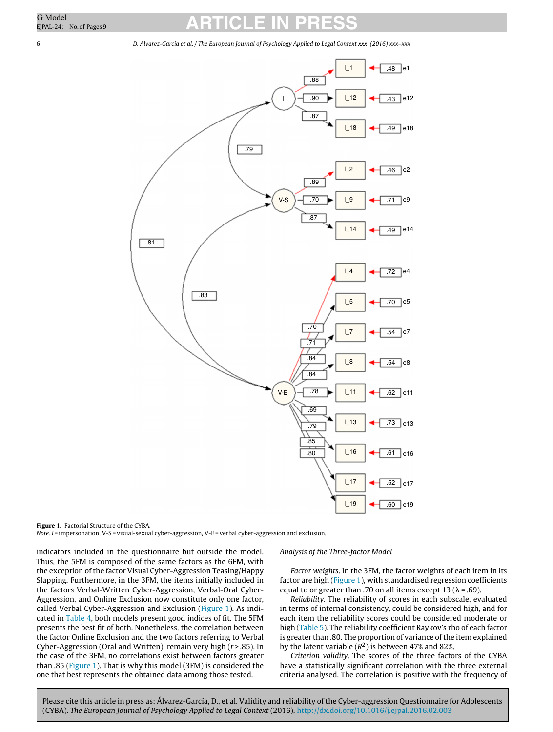Figure 1. Factorial Structure of the CYBA.
*Note. I* = impersonation, V-S = visual-sexual cyber-aggression, V-E = verbal cyber-aggression and exclusion.

indicators included in the questionnaire but outside the model. Thus, the 5FM is composed of the same factors as the 6FM, with the exception of the factor Visual Cyber-Aggression Teasing/Happy Slapping. Furthermore, in the 3FM, the items initially included in the factors Verbal-Written Cyber-Aggression, Verbal-Oral Cyber-Aggression, and Online Exclusion now constitute only one factor, called Verbal Cyber-Aggression and Exclusion (Figure 1). As indicated in Table 4, both models present good indices of fit. The 5FM presents the best fit of both. Nonetheless, the correlation between the factor Online Exclusion and the two factors referring to Verbal Cyber-Aggression (Oral and Written), remain very high ($r$ > .85). In the case of the 3FM, no correlations exist between factors greater than .85 (Figure 1). That is why this model (3FM) is considered the one that best represents the obtained data among those tested.

*Analysis of the Three-factor Model*

*Factor weights*. In the 3FM, the factor weights of each item in its factor are high (Figure 1), with standardised regression coefficients equal to or greater than .70 on all items except 13 ($\lambda$ = .69).

*Reliability*. The reliability of scores in each subscale, evaluated in terms of internal consistency, could be considered high, and for each item the reliability scores could be considered moderate or high (Table 5). The reliability coefficient Raykov's rho of each factor is greater than .80. The proportion of variance of the item explained by the latent variable ($R^2$) is between 47% and 82%.

*Criterion validity*. The scores of the three factors of the CYBA have a statistically significant correlation with the three external criteria analysed. The correlation is positive with the frequency of

Please cite this article in press as: Álvarez-García, D., et al. Validity and reliability of the Cyber-aggression Questionnaire for Adolescents (CYBA). *The European Journal of Psychology Applied to Legal Context* (2016), http://dx.doi.org/10.1016/j.ejpal.2016.02.003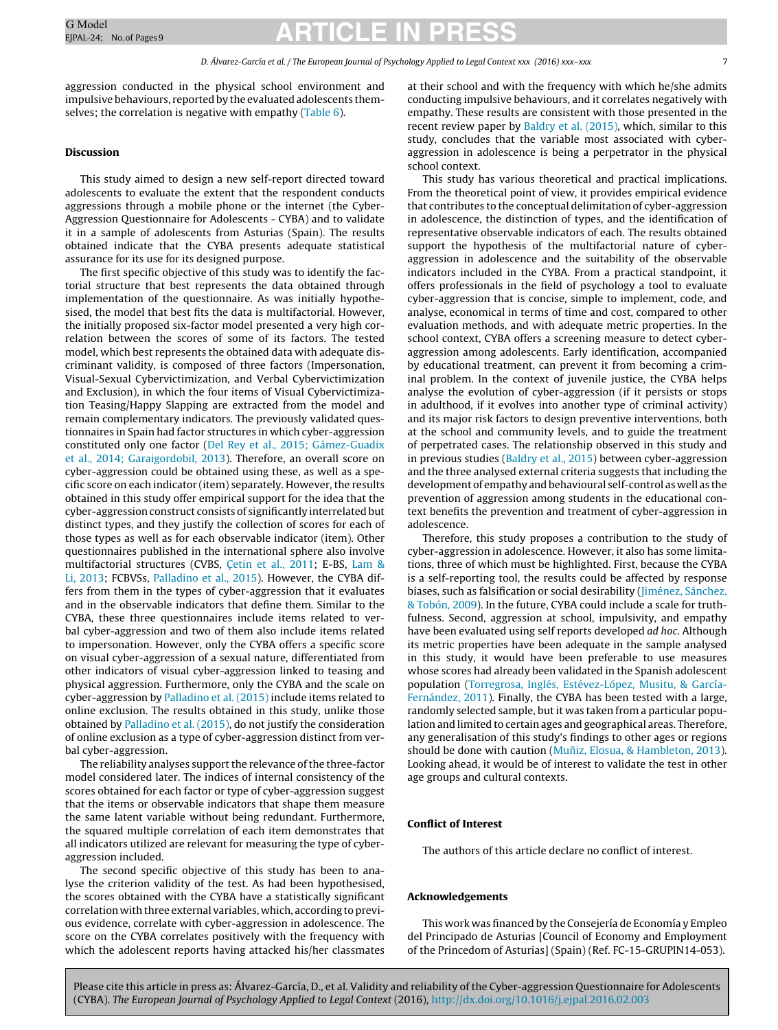aggression conducted in the physical school environment and impulsive behaviours, reported by the evaluated adolescents themselves; the correlation is negative with empathy (Table 6).

## Discussion

This study aimed to design a new self-report directed toward adolescents to evaluate the extent that the respondent conducts aggressions through a mobile phone or the internet (the Cyber-Aggression Questionnaire for Adolescents - CYBA) and to validate it in a sample of adolescents from Asturias (Spain). The results obtained indicate that the CYBA presents adequate statistical assurance for its use for its designed purpose.

The first specific objective of this study was to identify the factorial structure that best represents the data obtained through implementation of the questionnaire. As was initially hypothesised, the model that best fits the data is multifactorial. However, the initially proposed six-factor model presented a very high correlation between the scores of some of its factors. The tested model, which best represents the obtained data with adequate discriminant validity, is composed of three factors (Impersonation, Visual-Sexual Cybervictimization, and Verbal Cybervictimization and Exclusion), in which the four items of Visual Cybervictimization Teasing/Happy Slapping are extracted from the model and remain complementary indicators. The previously validated questionnaires in Spain had factor structures in which cyber-aggression constituted only one factor (Del Rey et al., 2015; Gámez-Guadix et al., 2014; Garaigordobil, 2013). Therefore, an overall score on cyber-aggression could be obtained using these, as well as a specific score on each indicator (item) separately. However, the results obtained in this study offer empirical support for the idea that the cyber-aggression construct consists of significantly interrelated but distinct types, and they justify the collection of scores for each of those types as well as for each observable indicator (item). Other questionnaires published in the international sphere also involve multifactorial structures (CVBS, Çetin et al., 2011; E-BS, Lam & Li, 2013; FCBVSs, Palladino et al., 2015). However, the CYBA differs from them in the types of cyber-aggression that it evaluates and in the observable indicators that define them. Similar to the CYBA, these three questionnaires include items related to verbal cyber-aggression and two of them also include items related to impersonation. However, only the CYBA offers a specific score on visual cyber-aggression of a sexual nature, differentiated from other indicators of visual cyber-aggression linked to teasing and physical aggression. Furthermore, only the CYBA and the scale on cyber-aggression by Palladino et al. (2015) include items related to online exclusion. The results obtained in this study, unlike those obtained by Palladino et al. (2015), do not justify the consideration of online exclusion as a type of cyber-aggression distinct from verbal cyber-aggression.

The reliability analyses support the relevance of the three-factor model considered later. The indices of internal consistency of the scores obtained for each factor or type of cyber-aggression suggest that the items or observable indicators that shape them measure the same latent variable without being redundant. Furthermore, the squared multiple correlation of each item demonstrates that all indicators utilized are relevant for measuring the type of cyber-aggression included.

The second specific objective of this study has been to analyse the criterion validity of the test. As had been hypothesised, the scores obtained with the CYBA have a statistically significant correlation with three external variables, which, according to previous evidence, correlate with cyber-aggression in adolescence. The score on the CYBA correlates positively with the frequency with which the adolescent reports having attacked his/her classmates at their school and with the frequency with which he/she admits conducting impulsive behaviours, and it correlates negatively with empathy. These results are consistent with those presented in the recent review paper by Baldry et al. (2015), which, similar to this study, concludes that the variable most associated with cyber-aggression in adolescence is being a perpetrator in the physical school context.

This study has various theoretical and practical implications. From the theoretical point of view, it provides empirical evidence that contributes to the conceptual delimitation of cyber-aggression in adolescence, the distinction of types, and the identification of representative observable indicators of each. The results obtained support the hypothesis of the multifactorial nature of cyber-aggression in adolescence and the suitability of the observable indicators included in the CYBA. From a practical standpoint, it offers professionals in the field of psychology a tool to evaluate cyber-aggression that is concise, simple to implement, code, and analyse, economical in terms of time and cost, compared to other evaluation methods, and with adequate metric properties. In the school context, CYBA offers a screening measure to detect cyber-aggression among adolescents. Early identification, accompanied by educational treatment, can prevent it from becoming a criminal problem. In the context of juvenile justice, the CYBA helps analyse the evolution of cyber-aggression (if it persists or stops in adulthood, if it evolves into another type of criminal activity) and its major risk factors to design preventive interventions, both at the school and community levels, and to guide the treatment of perpetrated cases. The relationship observed in this study and in previous studies (Baldry et al., 2015) between cyber-aggression and the three analysed external criteria suggests that including the development of empathy and behavioural self-control as well as the prevention of aggression among students in the educational context benefits the prevention and treatment of cyber-aggression in adolescence.

Therefore, this study proposes a contribution to the study of cyber-aggression in adolescence. However, it also has some limitations, three of which must be highlighted. First, because the CYBA is a self-reporting tool, the results could be affected by response biases, such as falsification or social desirability (Jiménez, Sánchez, & Tobón, 2009). In the future, CYBA could include a scale for truthfulness. Second, aggression at school, impulsivity, and empathy have been evaluated using self reports developed *ad hoc*. Although its metric properties have been adequate in the sample analysed in this study, it would have been preferable to use measures whose scores had already been validated in the Spanish adolescent population (Torregrosa, Inglés, Estévez-López, Musitu, & García-Fernández, 2011). Finally, the CYBA has been tested with a large, randomly selected sample, but it was taken from a particular population and limited to certain ages and geographical areas. Therefore, any generalisation of this study's findings to other ages or regions should be done with caution (Muñiz, Elosua, & Hambleton, 2013). Looking ahead, it would be of interest to validate the test in other age groups and cultural contexts.

## Conflict of Interest

The authors of this article declare no conflict of interest.

## Acknowledgements

This work was financed by the Consejería de Economía y Empleo del Principado de Asturias [Council of Economy and Employment of the Princedom of Asturias] (Spain) (Ref. FC-15-GRUPIN14-053).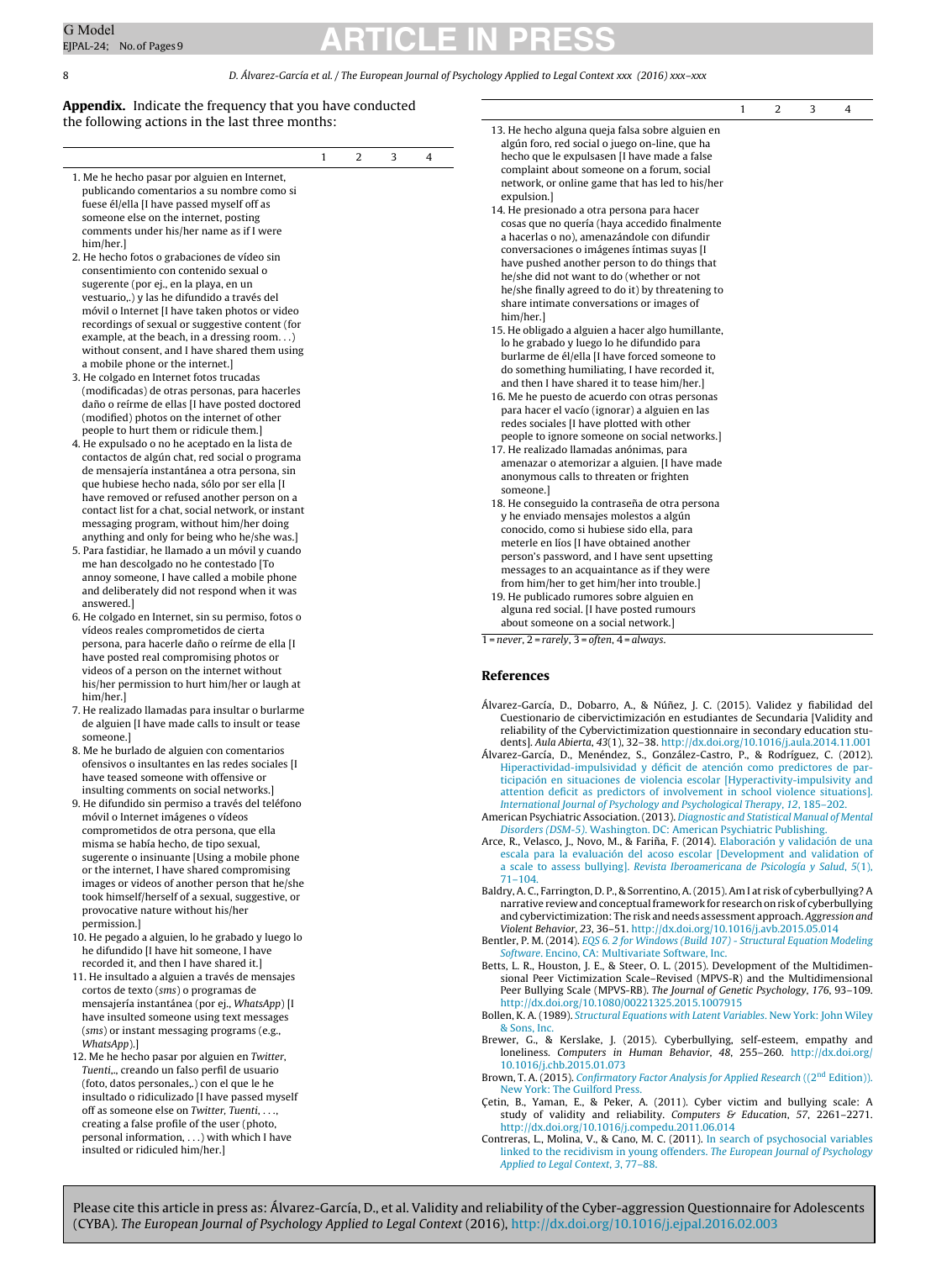**Appendix.** Indicate the frequency that you have conducted the following actions in the last three months:

| | 1 | 2 | 3 | 4 |
|---|---|---|---|---|
| 1. Me he hecho pasar por alguien en Internet, publicando comentarios a su nombre como si fuese él/ella [I have passed myself off as someone else on the internet, posting comments under his/her name as if I were him/her.] | | | | |
| 2. He hecho fotos o grabaciones de vídeo sin consentimiento con contenido sexual o sugerente (por ej., en la playa, en un vestuario,.) y las he difundido a través del móvil o Internet [I have taken photos or video recordings of sexual or suggestive content (for example, at the beach, in a dressing room. . .) without consent, and I have shared them using a mobile phone or the internet.] | | | | |
| 3. He colgado en Internet fotos trucadas (modificadas) de otras personas, para hacerles daño o reírme de ellas [I have posted doctored (modified) photos on the internet of other people to hurt them or ridicule them.] | | | | |
| 4. He expulsado o no he aceptado en la lista de contactos de algún chat, red social o programa de mensajería instantánea a otra persona, sin que hubiese hecho nada, sólo por ser ella [I have removed or refused another person on a contact list for a chat, social network, or instant messaging program, without him/her doing anything and only for being who he/she was.] | | | | |
| 5. Para fastidiar, he llamado a un móvil y cuando me han descolgado no he contestado [To annoy someone, I have called a mobile phone and deliberately did not respond when it was answered.] | | | | |
| 6. He colgado en Internet, sin su permiso, fotos o vídeos reales comprometidos de cierta persona, para hacerle daño o reírme de ella [I have posted real compromising photos or videos of a person on the internet without his/her permission to hurt him/her or laugh at him/her.] | | | | |
| 7. He realizado llamadas para insultar o burlarme de alguien [I have made calls to insult or tease someone.] | | | | |
| 8. Me he burlado de alguien con comentarios ofensivos o insultantes en las redes sociales [I have teased someone with offensive or insulting comments on social networks.] | | | | |
| 9. He difundido sin permiso a través del teléfono móvil o Internet imágenes o vídeos comprometidos de otra persona, que ella misma se había hecho, de tipo sexual, sugerente o insinuante [Using a mobile phone or the internet, I have shared compromising images or videos of another person that he/she took himself/herself of a sexual, suggestive, or provocative nature without his/her permission.] | | | | |
| 10. He pegado a alguien, lo he grabado y luego lo he difundido [I have hit someone, I have recorded it, and then I have shared it.] | | | | |
| 11. He insultado a alguien a través de mensajes cortos de texto (*sms*) o programas de mensajería instantánea (por ej., *WhatsApp*) [I have insulted someone using text messages (*sms*) or instant messaging programs (e.g., *WhatsApp*).] | | | | |
| 12. Me he hecho pasar por alguien en *Twitter*, *Tuenti*,., creando un falso perfil de usuario (foto, datos personales,.) con el que le he insultado o ridiculizado [I have passed myself off as someone else on *Twitter*, *Tuenti*, . . ., creating a false profile of the user (photo, personal information, . . .) with which I have insulted or ridiculed him/her.] | | | | |
| 13. He hecho alguna queja falsa sobre alguien en algún foro, red social o juego on-line, que ha hecho que le expulsasen [I have made a false complaint about someone on a forum, social network, or online game that has led to his/her expulsion.] | | | | |
| 14. He presionado a otra persona para hacer cosas que no quería (haya accedido finalmente a hacerlas o no), amenazándole con difundir conversaciones o imágenes íntimas suyas [I have pushed another person to do things that he/she did not want to do (whether or not he/she finally agreed to do it) by threatening to share intimate conversations or images of him/her.] | | | | |
| 15. He obligado a alguien a hacer algo humillante, lo he grabado y luego lo he difundido para burlarme de él/ella [I have forced someone to do something humiliating, I have recorded it, and then I have shared it to tease him/her.] | | | | |
| 16. Me he puesto de acuerdo con otras personas para hacer el vacío (ignorar) a alguien en las redes sociales [I have plotted with other people to ignore someone on social networks.] | | | | |
| 17. He realizado llamadas anónimas, para amenazar o atemorizar a alguien. [I have made anonymous calls to threaten or frighten someone.] | | | | |
| 18. He conseguido la contraseña de otra persona y he enviado mensajes molestos a algún conocido, como si hubiese sido ella, para meterle en líos [I have obtained another person's password, and I have sent upsetting messages to an acquaintance as if they were from him/her to get him/her into trouble.] | | | | |
| 19. He publicado rumores sobre alguien en alguna red social. [I have posted rumours about someone on a social network.] | | | | |

1 = *never*, 2 = *rarely*, 3 = *often*, 4 = *always*.

## References

Álvarez-García, D., Dobarro, A., & Núñez, J. C. (2015). Validez y fiabilidad del Cuestionario de cibervictimización en estudiantes de Secundaria [Validity and reliability of the Cybervictimization questionnaire in secondary education students]. *Aula Abierta*, *43*(1), 32–38. http://dx.doi.org/10.1016/j.aula.2014.11.001

Álvarez-García, D., Menéndez, S., González-Castro, P., & Rodríguez, C. (2012). Hiperactividad-impulsividad y déficit de atención como predictores de participación en situaciones de violencia escolar [Hyperactivity-impulsivity and attention deficit as predictors of involvement in school violence situations]. *International Journal of Psychology and Psychological Therapy*, *12*, 185–202.

American Psychiatric Association. (2013). *Diagnostic and Statistical Manual of Mental Disorders (DSM-5)*. Washington. DC: American Psychiatric Publishing.

Arce, R., Velasco, J., Novo, M., & Fariña, F. (2014). Elaboración y validación de una escala para la evaluación del acoso escolar [Development and validation of a scale to assess bullying]. *Revista Iberoamericana de Psicología y Salud*, *5*(1), 71–104.

Baldry, A. C., Farrington, D. P., & Sorrentino, A. (2015). Am I at risk of cyberbullying? A narrative review and conceptual framework for research on risk of cyberbullying and cybervictimization: The risk and needs assessment approach. *Aggression and Violent Behavior*, *23*, 36–51. http://dx.doi.org/10.1016/j.avb.2015.05.014

Bentler, P. M. (2014). *EQS 6. 2 for Windows (Build 107) - Structural Equation Modeling Software*. Encino, CA: Multivariate Software, Inc.

Betts, L. R., Houston, J. E., & Steer, O. L. (2015). Development of the Multidimensional Peer Victimization Scale–Revised (MPVS-R) and the Multidimensional Peer Bullying Scale (MPVS-RB). *The Journal of Genetic Psychology*, *176*, 93–109. http://dx.doi.org/10.1080/00221325.2015.1007915

Bollen, K. A. (1989). *Structural Equations with Latent Variables*. New York: John Wiley & Sons, Inc.

Brewer, G., & Kerslake, J. (2015). Cyberbullying, self-esteem, empathy and loneliness. *Computers in Human Behavior*, *48*, 255–260. http://dx.doi.org/10.1016/j.chb.2015.01.073

Brown, T. A. (2015). *Confirmatory Factor Analysis for Applied Research* ((2nd Edition)). New York: The Guilford Press.

Çetin, B., Yaman, E., & Peker, A. (2011). Cyber victim and bullying scale: A study of validity and reliability. *Computers & Education*, *57*, 2261–2271. http://dx.doi.org/10.1016/j.compedu.2011.06.014

Contreras, L., Molina, V., & Cano, M. C. (2011). In search of psychosocial variables linked to the recidivism in young offenders. *The European Journal of Psychology Applied to Legal Context*, *3*, 77–88.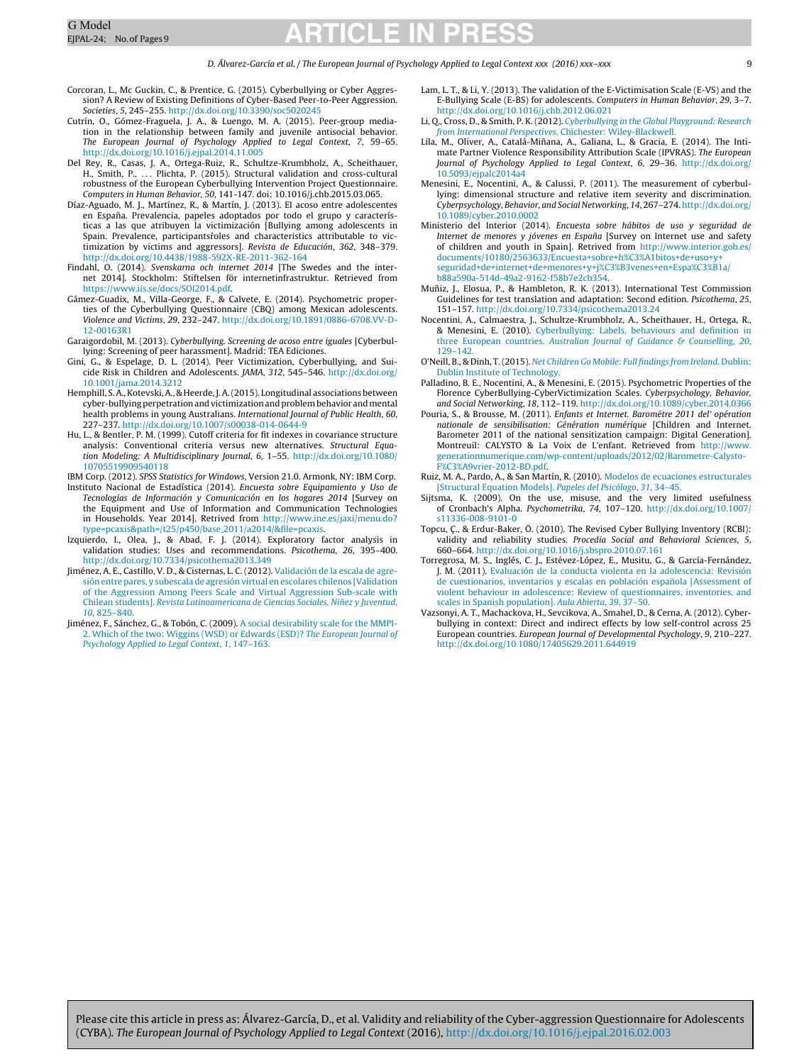Corcoran, L., Mc Guckin, C., & Prentice, G. (2015). Cyberbullying or Cyber Aggression? A Review of Existing Definitions of Cyber-Based Peer-to-Peer Aggression. *Societies*, *5*, 245–255. http://dx.doi.org/10.3390/soc5020245

Cutrín, O., Gómez-Fraguela, J. A., & Luengo, M. A. (2015). Peer-group mediation in the relationship between family and juvenile antisocial behavior. *The European Journal of Psychology Applied to Legal Context*, *7*, 59–65. http://dx.doi.org/10.1016/j.ejpal.2014.11.005

Del Rey, R., Casas, J. A., Ortega-Ruiz, R., Schultze-Krumbholz, A., Scheithauer, H., Smith, P., ... Plichta, P. (2015). Structural validation and cross-cultural robustness of the European Cyberbullying Intervention Project Questionnaire. *Computers in Human Behavior*, *50*, 141-147. doi: 10.1016/j.chb.2015.03.065.

Díaz-Aguado, M. J., Martínez, R., & Martín, J. (2013). El acoso entre adolescentes en España. Prevalencia, papeles adoptados por todo el grupo y características a las que atribuyen la victimización [Bullying among adolescents in Spain. Prevalence, participantsŕoles and characteristics attributable to victimization by victims and aggressors]. *Revista de Educación*, *362*, 348–379. http://dx.doi.org/10.4438/1988-592X-RE-2011-362-164

Findahl, O. (2014). *Svenskarna och internet 2014* [The Swedes and the internet 2014]. Stockholm: Stiftelsen för internetinfrastruktur. Retrieved from https://www.iis.se/docs/SOI2014.pdf.

Gámez-Guadix, M., Villa-George, F., & Calvete, E. (2014). Psychometric properties of the Cyberbullying Questionnaire (CBQ) among Mexican adolescents. *Violence and Victims*, *29*, 232–247. http://dx.doi.org/10.1891/0886-6708.VV-D-12-00163R1

Garaigordobil, M. (2013). *Cyberbullying. Screening de acoso entre iguales* [Cyberbullying: Screening of peer harassment]. Madrid: TEA Ediciones.

Gini, G., & Espelage, D. L. (2014). Peer Victimization, Cyberbullying, and Suicide Risk in Children and Adolescents. *JAMA*, *312*, 545–546. http://dx.doi.org/10.1001/jama.2014.3212

Hemphill, S. A., Kotevski, A., & Heerde, J. A. (2015). Longitudinal associations between cyber-bullying perpetration and victimization and problem behavior and mental health problems in young Australians. *International Journal of Public Health*, *60*, 227–237. http://dx.doi.org/10.1007/s00038-014-0644-9

Hu, L., & Bentler, P. M. (1999). Cutoff criteria for fit indexes in covariance structure analysis: Conventional criteria versus new alternatives. *Structural Equation Modeling: A Multidisciplinary Journal*, *6*, 1–55. http://dx.doi.org/10.1080/10705519909540118

IBM Corp. (2012). *SPSS Statistics for Windows*, Version 21.0. Armonk, NY: IBM Corp.

Instituto Nacional de Estadística (2014). *Encuesta sobre Equipamiento y Uso de Tecnologías de Información y Comunicación en los hogares 2014* [Survey on the Equipment and Use of Information and Communication Technologies in Households. Year 2014]. Retrived from http://www.ine.es/jaxi/menu.do?type=pcaxis&path=/t25/p450/base_2011/a2014/&file=pcaxis.

Izquierdo, I., Olea, J., & Abad, F. J. (2014). Exploratory factor analysis in validation studies: Uses and recommendations. *Psicothema*, *26*, 395–400. http://dx.doi.org/10.7334/psicothema2013.349

Jiménez, A. E., Castillo, V. D., & Cisternas, L. C. (2012). Validación de la escala de agresión entre pares, y subescala de agresión virtual en escolares chilenos [Validation of the Aggression Among Peers Scale and Virtual Aggression Sub-scale with Chilean students]. *Revista Latinoamericana de Ciencias Sociales, Niñez y Juventud*, *10*, 825–840.

Jiménez, F., Sánchez, G., & Tobón, C. (2009). A social desirability scale for the MMPI-2. Which of the two: Wiggins (WSD) or Edwards (ESD)? *The European Journal of Psychology Applied to Legal Context*, *1*, 147–163.

Lam, L. T., & Li, Y. (2013). The validation of the E-Victimisation Scale (E-VS) and the E-Bullying Scale (E-BS) for adolescents. *Computers in Human Behavior*, *29*, 3–7. http://dx.doi.org/10.1016/j.chb.2012.06.021

Li, Q., Cross, D., & Smith, P. K. (2012). *Cyberbullying in the Global Playground: Research from International Perspectives*. Chichester: Wiley-Blackwell.

Lila, M., Oliver, A., Catalá-Miñana, A., Galiana, L., & Gracia, E. (2014). The Intimate Partner Violence Responsibility Attribution Scale (IPVRAS). *The European Journal of Psychology Applied to Legal Context*, *6*, 29–36. http://dx.doi.org/10.5093/ejpalc2014a4

Menesini, E., Nocentini, A., & Calussi, P. (2011). The measurement of cyberbullying: dimensional structure and relative item severity and discrimination. *Cyberpsychology, Behavior, and Social Networking*, *14*, 267–274. http://dx.doi.org/10.1089/cyber.2010.0002

Ministerio del Interior (2014). *Encuesta sobre hábitos de uso y seguridad de Internet de menores y jóvenes en España* [Survey on Internet use and safety of children and youth in Spain]. Retrived from http://www.interior.gob.es/documents/10180/2563633/Encuesta+sobre+h%C3%A1bitos+de+uso+y+seguridad+de+internet+de+menores+y+j%C3%B3venes+en+Espa%C3%B1a/b88a590a-514d-49a2-9162-f58b7e2cb354.

Muñiz, J., Elosua, P., & Hambleton, R. K. (2013). International Test Commission Guidelines for test translation and adaptation: Second edition. *Psicothema*, *25*, 151–157. http://dx.doi.org/10.7334/psicothema2013.24

Nocentini, A., Calmaestra, J., Schultze-Krumbholz, A., Scheithauer, H., Ortega, R., & Menesini, E. (2010). Cyberbullying: Labels, behaviours and definition in three European countries. *Australian Journal of Guidance & Counselling*, *20*, 129–142.

O'Neill, B., & Dinh, T. (2015). *Net Children Go Mobile: Full findings from Ireland*. Dublin: Dublin Institute of Technology.

Palladino, B. E., Nocentini, A., & Menesini, E. (2015). Psychometric Properties of the Florence CyberBullying-CyberVictimization Scales. *Cyberpsychology, Behavior, and Social Networking*, *18*, 112–119. http://dx.doi.org/10.1089/cyber.2014.0366

Pouria, S., & Brousse, M. (2011). *Enfants et Internet. Barométre 2011 del' opération nationale de sensibilisation: Génération numérique* [Children and Internet. Barometer 2011 of the national sensitization campaign: Digital Generation]. Montreuil: CALYSTO & La Voix de L'enfant. Retrieved from http://www.generationnumerique.com/wp-content/uploads/2012/02/Barometre-Calysto-F%C3%A9vrier-2012-BD.pdf.

Ruiz, M. A., Pardo, A., & San Martín, R. (2010). Modelos de ecuaciones estructurales [Structural Equation Models]. *Papeles del Psicólogo*, *31*, 34–45.

Sijtsma, K. (2009). On the use, the misuse, and the very limited usefulness of Cronbach's Alpha. *Psychometrika*, *74*, 107–120. http://dx.doi.org/10.1007/s11336-008-9101-0

Topcu, Ç., & Erdur-Baker, Ö. (2010). The Revised Cyber Bullying Inventory (RCBI): validity and reliability studies. *Procedia Social and Behavioral Sciences*, *5*, 660–664. http://dx.doi.org/10.1016/j.sbspro.2010.07.161

Torregrosa, M. S., Inglés, C. J., Estévez-López, E., Musitu, G., & García-Fernández, J. M. (2011). Evaluación de la conducta violenta en la adolescencia: Revisión de cuestionarios, inventarios y escalas en población española [Assessment of violent behaviour in adolescence: Review of questionnaires, inventories, and scales in Spanish population]. *Aula Abierta*, *39*, 37–50.

Vazsonyi, A. T., Machackova, H., Sevcikova, A., Smahel, D., & Cerna, A. (2012). Cyberbullying in context: Direct and indirect effects by low self-control across 25 European countries. *European Journal of Developmental Psychology*, *9*, 210–227. http://dx.doi.org/10.1080/17405629.2011.644919